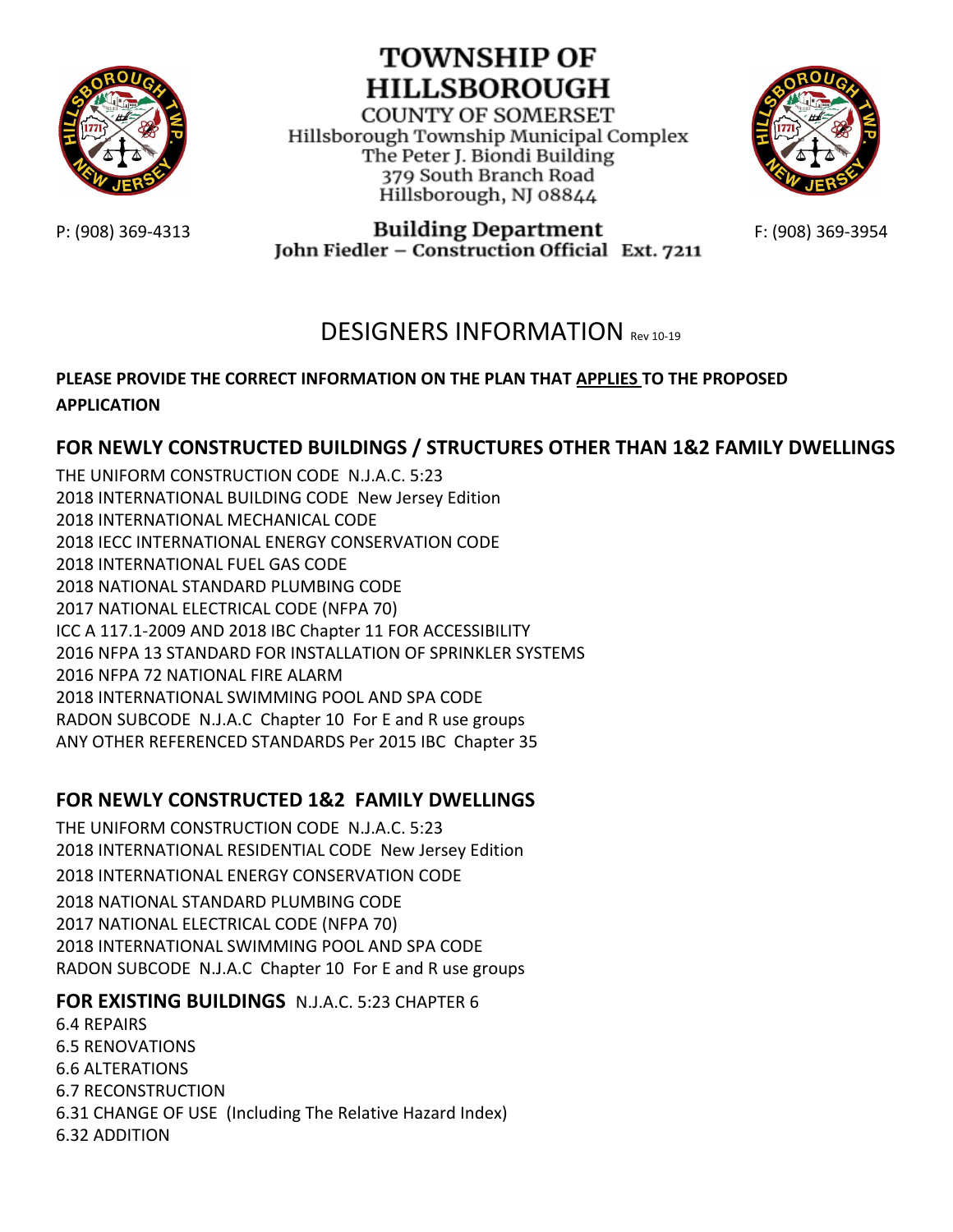# TOWNSHIP OF HILLSBOROUGH

COUNTY OF SOMERSET
Hillsborough Township Municipal Complex
The Peter J. Biondi Building
379 South Branch Road
Hillsborough, NJ 08844

P: (908) 369-4313

**Building Department**
**John Fiedler – Construction Official Ext. 7211**

F: (908) 369-3954

# DESIGNERS INFORMATION Rev 10-19

**PLEASE PROVIDE THE CORRECT INFORMATION ON THE PLAN THAT APPLIES TO THE PROPOSED APPLICATION**

## FOR NEWLY CONSTRUCTED BUILDINGS / STRUCTURES OTHER THAN 1&2 FAMILY DWELLINGS

THE UNIFORM CONSTRUCTION CODE N.J.A.C. 5:23
2018 INTERNATIONAL BUILDING CODE New Jersey Edition
2018 INTERNATIONAL MECHANICAL CODE
2018 IECC INTERNATIONAL ENERGY CONSERVATION CODE
2018 INTERNATIONAL FUEL GAS CODE
2018 NATIONAL STANDARD PLUMBING CODE
2017 NATIONAL ELECTRICAL CODE (NFPA 70)
ICC A 117.1-2009 AND 2018 IBC Chapter 11 FOR ACCESSIBILITY
2016 NFPA 13 STANDARD FOR INSTALLATION OF SPRINKLER SYSTEMS
2016 NFPA 72 NATIONAL FIRE ALARM
2018 INTERNATIONAL SWIMMING POOL AND SPA CODE
RADON SUBCODE N.J.A.C Chapter 10 For E and R use groups
ANY OTHER REFERENCED STANDARDS Per 2015 IBC Chapter 35

## FOR NEWLY CONSTRUCTED 1&2 FAMILY DWELLINGS

THE UNIFORM CONSTRUCTION CODE N.J.A.C. 5:23
2018 INTERNATIONAL RESIDENTIAL CODE New Jersey Edition
2018 INTERNATIONAL ENERGY CONSERVATION CODE
2018 NATIONAL STANDARD PLUMBING CODE
2017 NATIONAL ELECTRICAL CODE (NFPA 70)
2018 INTERNATIONAL SWIMMING POOL AND SPA CODE
RADON SUBCODE N.J.A.C Chapter 10 For E and R use groups

## FOR EXISTING BUILDINGS N.J.A.C. 5:23 CHAPTER 6

6.4 REPAIRS
6.5 RENOVATIONS
6.6 ALTERATIONS
6.7 RECONSTRUCTION
6.31 CHANGE OF USE (Including The Relative Hazard Index)
6.32 ADDITION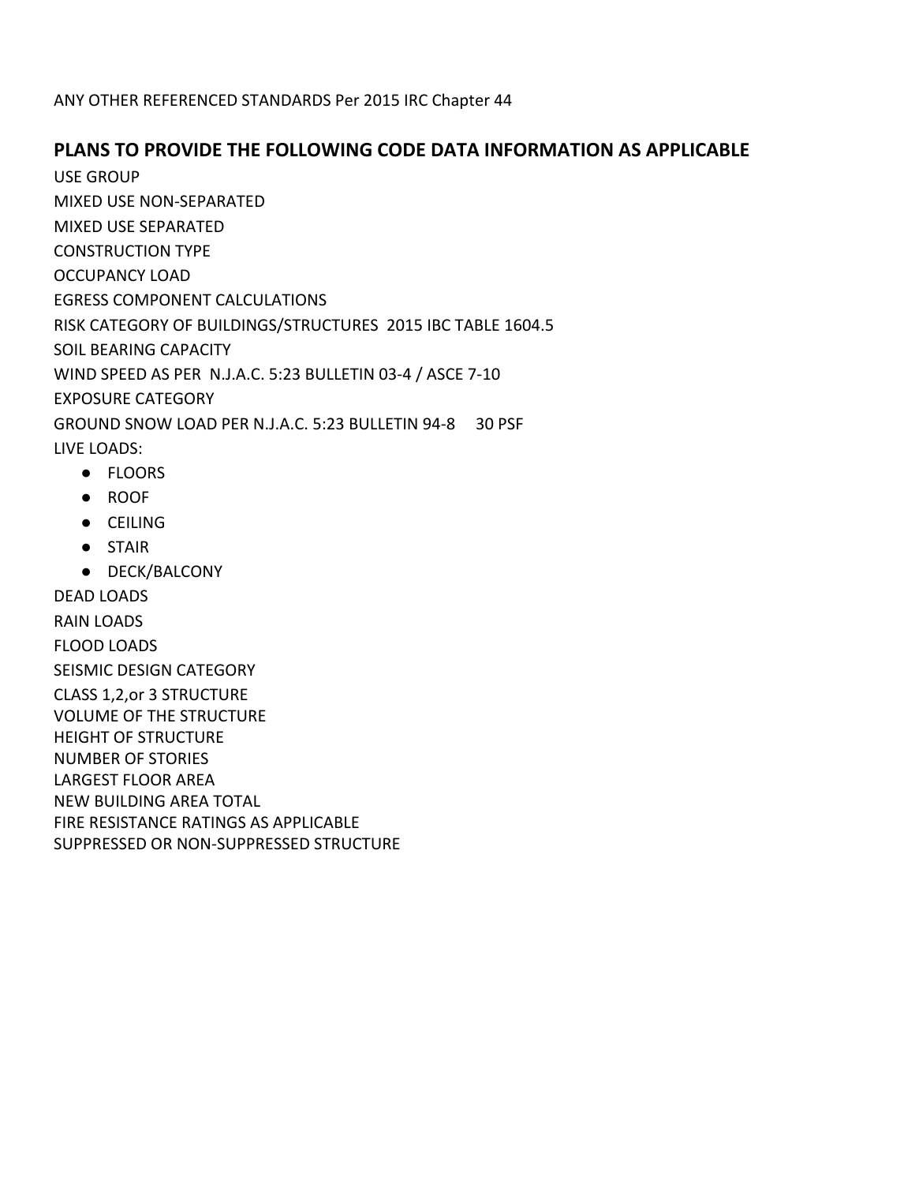ANY OTHER REFERENCED STANDARDS Per 2015 IRC Chapter 44

## PLANS TO PROVIDE THE FOLLOWING CODE DATA INFORMATION AS APPLICABLE

USE GROUP

MIXED USE NON-SEPARATED

MIXED USE SEPARATED

CONSTRUCTION TYPE

OCCUPANCY LOAD

EGRESS COMPONENT CALCULATIONS

RISK CATEGORY OF BUILDINGS/STRUCTURES 2015 IBC TABLE 1604.5

SOIL BEARING CAPACITY

WIND SPEED AS PER N.J.A.C. 5:23 BULLETIN 03-4 / ASCE 7-10

EXPOSURE CATEGORY

GROUND SNOW LOAD PER N.J.A.C. 5:23 BULLETIN 94-8 30 PSF

LIVE LOADS:

- FLOORS
- ROOF
- CEILING
- STAIR
- DECK/BALCONY

DEAD LOADS

RAIN LOADS

FLOOD LOADS

SEISMIC DESIGN CATEGORY

CLASS 1,2,or 3 STRUCTURE

VOLUME OF THE STRUCTURE

HEIGHT OF STRUCTURE

NUMBER OF STORIES

LARGEST FLOOR AREA

NEW BUILDING AREA TOTAL

FIRE RESISTANCE RATINGS AS APPLICABLE

SUPPRESSED OR NON-SUPPRESSED STRUCTURE